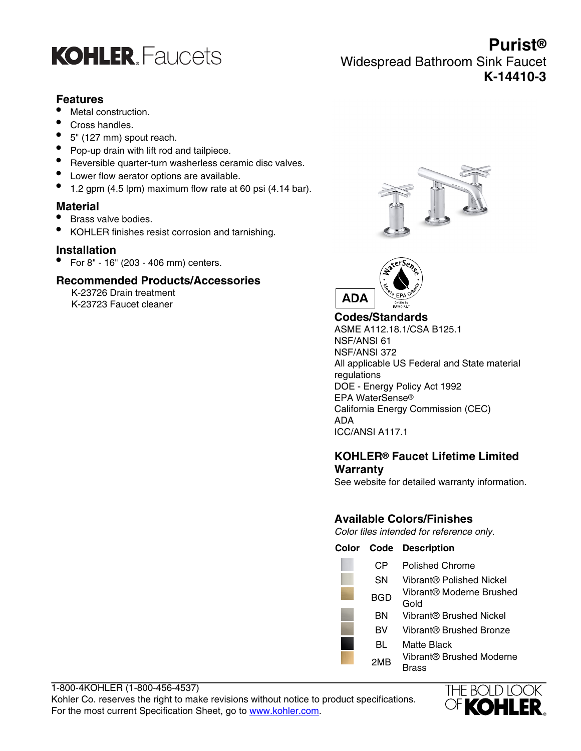# KOHLER. Faucets

# Purist®

## Widespread Bathroom Sink Faucet

## K-14410-3

### Features

- Metal construction.
- Cross handles.
- 5" (127 mm) spout reach.
- Pop-up drain with lift rod and tailpiece.
- Reversible quarter-turn washerless ceramic disc valves.
- Lower flow aerator options are available.
- 1.2 gpm (4.5 lpm) maximum flow rate at 60 psi (4.14 bar).

### Material

- Brass valve bodies.
- KOHLER finishes resist corrosion and tarnishing.

### Installation

- For 8" - 16" (203 - 406 mm) centers.

### Recommended Products/Accessories

K-23726 Drain treatment
K-23723 Faucet cleaner

ADA

WaterSense • Meets EPA Criteria • Certified by IAPMO R&T

### Codes/Standards

ASME A112.18.1/CSA B125.1
NSF/ANSI 61
NSF/ANSI 372
All applicable US Federal and State material regulations
DOE - Energy Policy Act 1992
EPA WaterSense®
California Energy Commission (CEC)
ADA
ICC/ANSI A117.1

### KOHLER® Faucet Lifetime Limited Warranty

See website for detailed warranty information.

### Available Colors/Finishes

*Color tiles intended for reference only.*

| Color | Code | Description |
| --- | --- | --- |
| | CP | Polished Chrome |
| | SN | Vibrant® Polished Nickel |
| | BGD | Vibrant® Moderne Brushed Gold |
| | BN | Vibrant® Brushed Nickel |
| | BV | Vibrant® Brushed Bronze |
| | BL | Matte Black |
| | 2MB | Vibrant® Brushed Moderne Brass |

1-800-4KOHLER (1-800-456-4537)
Kohler Co. reserves the right to make revisions without notice to product specifications.
For the most current Specification Sheet, go to www.kohler.com.

THE BOLD LOOK OF KOHLER.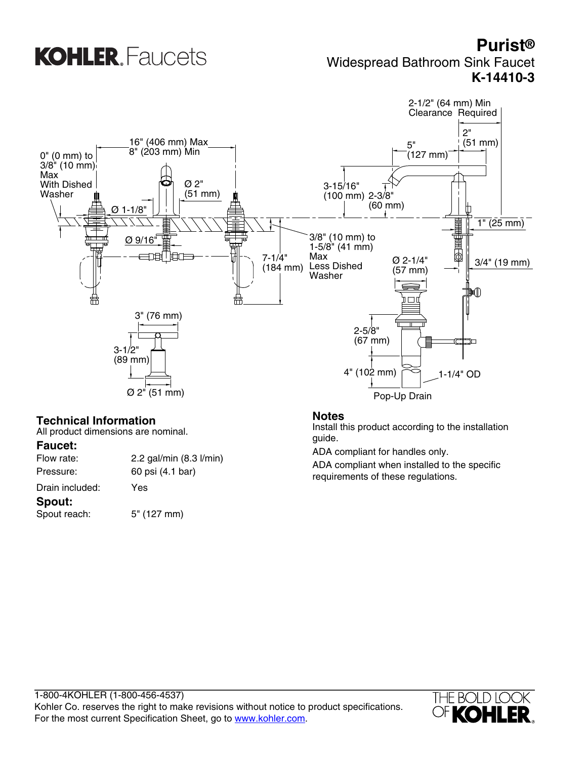# KOHLER. Faucets

**Purist®**
Widespread Bathroom Sink Faucet
**K-14410-3**

2-1/2" (64 mm) Min
Clearance Required

16" (406 mm) Max
8" (203 mm) Min

0" (0 mm) to
3/8" (10 mm)
Max
With Dished
Washer

Ø 2"
(51 mm)

Ø 1-1/8"

Ø 9/16"

2"
(51 mm)

5"
(127 mm)

3-15/16"
(100 mm)

2-3/8"
(60 mm)

1" (25 mm)

3/8" (10 mm) to
1-5/8" (41 mm)
Max
Less Dished
Washer

7-1/4"
(184 mm)

Ø 2-1/4"
(57 mm)

3/4" (19 mm)

3" (76 mm)

3-1/2"
(89 mm)

Ø 2" (51 mm)

2-5/8"
(67 mm)

4" (102 mm)

1-1/4" OD

Pop-Up Drain

## Technical Information

All product dimensions are nominal.

### Faucet:

| | |
|---|---|
| Flow rate: | 2.2 gal/min (8.3 l/min) |
| Pressure: | 60 psi (4.1 bar) |
| Drain included: | Yes |

### Spout:

| | |
|---|---|
| Spout reach: | 5" (127 mm) |

## Notes

Install this product according to the installation guide.

ADA compliant for handles only.

ADA compliant when installed to the specific requirements of these regulations.

1-800-4KOHLER (1-800-456-4537)
Kohler Co. reserves the right to make revisions without notice to product specifications.
For the most current Specification Sheet, go to www.kohler.com.

THE BOLD LOOK OF KOHLER.